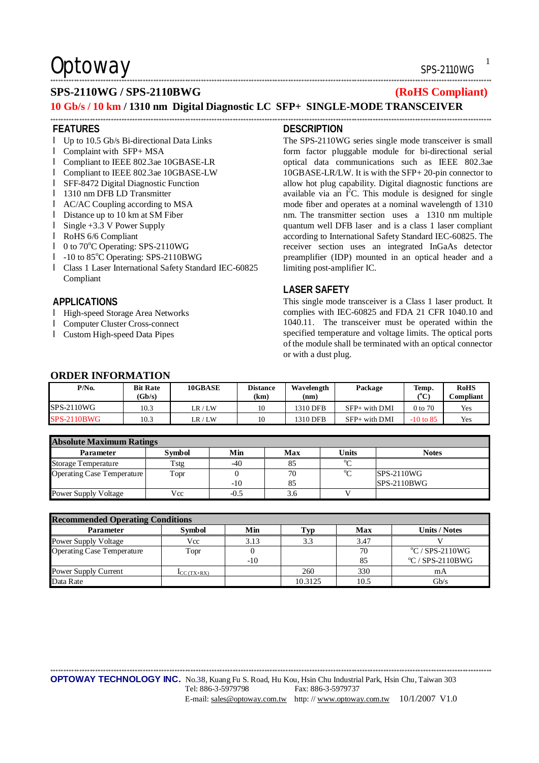# SPS-2110WG / SPS-2110BWG

**(RoHS Compliant)**

## 10 Gb/s / 10 km / 1310 nm Digital Diagnostic LC SFP+ SINGLE-MODE TRANSCEIVER

### FEATURES

- Up to 10.5 Gb/s Bi-directional Data Links
- Complaint with SFP+ MSA
- Compliant to IEEE 802.3ae 10GBASE-LR
- Compliant to IEEE 802.3ae 10GBASE-LW
- SFF-8472 Digital Diagnostic Function
- 1310 nm DFB LD Transmitter
- AC/AC Coupling according to MSA
- Distance up to 10 km at SM Fiber
- Single +3.3 V Power Supply
- RoHS 6/6 Compliant
- 0 to 70°C Operating: SPS-2110WG
- -10 to 85°C Operating: SPS-2110BWG
- Class 1 Laser International Safety Standard IEC-60825 Compliant

### APPLICATIONS

- High-speed Storage Area Networks
- Computer Cluster Cross-connect
- Custom High-speed Data Pipes

### DESCRIPTION

The SPS-2110WG series single mode transceiver is small form factor pluggable module for bi-directional serial optical data communications such as IEEE 802.3ae 10GBASE-LR/LW. It is with the SFP+ 20-pin connector to allow hot plug capability. Digital diagnostic functions are available via an I²C. This module is designed for single mode fiber and operates at a nominal wavelength of 1310 nm. The transmitter section uses a 1310 nm multiple quantum well DFB laser and is a class 1 laser compliant according to International Safety Standard IEC-60825. The receiver section uses an integrated InGaAs detector preamplifier (IDP) mounted in an optical header and a limiting post-amplifier IC.

### LASER SAFETY

This single mode transceiver is a Class 1 laser product. It complies with IEC-60825 and FDA 21 CFR 1040.10 and 1040.11. The transceiver must be operated within the specified temperature and voltage limits. The optical ports of the module shall be terminated with an optical connector or with a dust plug.

## ORDER INFORMATION

| P/No. | Bit Rate (Gb/s) | 10GBASE | Distance (km) | Wavelength (nm) | Package | Temp. (°C) | RoHS Compliant |
|---|---|---|---|---|---|---|---|
| SPS-2110WG | 10.3 | LR / LW | 10 | 1310 DFB | SFP+ with DMI | 0 to 70 | Yes |
| SPS-2110BWG | 10.3 | LR / LW | 10 | 1310 DFB | SFP+ with DMI | -10 to 85 | Yes |

**Absolute Maximum Ratings**

| Parameter | Symbol | Min | Max | Units | Notes |
|---|---|---|---|---|---|
| Storage Temperature | Tstg | -40 | 85 | °C | |
| Operating Case Temperature | Topr | 0 | 70 | °C | SPS-2110WG |
| | | -10 | 85 | | SPS-2110BWG |
| Power Supply Voltage | Vcc | -0.5 | 3.6 | V | |

**Recommended Operating Conditions**

| Parameter | Symbol | Min | Typ | Max | Units / Notes |
|---|---|---|---|---|---|
| Power Supply Voltage | Vcc | 3.13 | 3.3 | 3.47 | V |
| Operating Case Temperature | Topr | 0 | | 70 | °C / SPS-2110WG |
| | | -10 | | 85 | °C / SPS-2110BWG |
| Power Supply Current | $I_{CC\,(TX+RX)}$ | | 260 | 330 | mA |
| Data Rate | | | 10.3125 | 10.5 | Gb/s |

**OPTOWAY TECHNOLOGY INC.** No.38, Kuang Fu S. Road, Hu Kou, Hsin Chu Industrial Park, Hsin Chu, Taiwan 303
Tel: 886-3-5979798 Fax: 886-3-5979737
E-mail: sales@optoway.com.tw http: // www.optoway.com.tw 10/1/2007 V1.0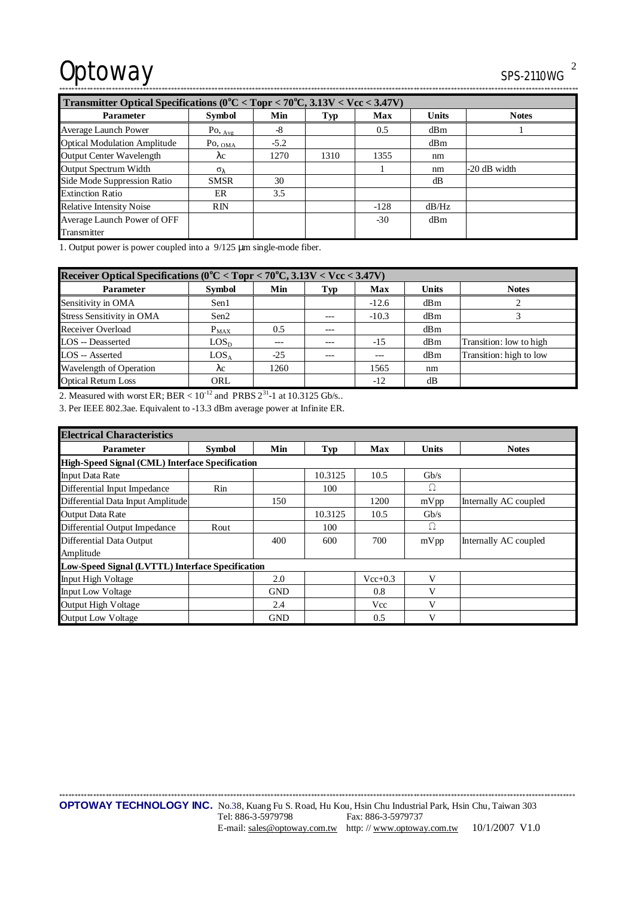| Transmitter Optical Specifications (0°C < Topr < 70°C, 3.13V < Vcc < 3.47V) | | | | | | |
|---|---|---|---|---|---|---|
| **Parameter** | **Symbol** | **Min** | **Typ** | **Max** | **Units** | **Notes** |
| Average Launch Power | $Po_{,\ Avg}$ | -8 | | 0.5 | dBm | 1 |
| Optical Modulation Amplitude | $Po_{,\ OMA}$ | -5.2 | | | dBm | |
| Output Center Wavelength | $\lambda c$ | 1270 | 1310 | 1355 | nm | |
| Output Spectrum Width | $\sigma_{\lambda}$ | | | 1 | nm | -20 dB width |
| Side Mode Suppression Ratio | SMSR | 30 | | | dB | |
| Extinction Ratio | ER | 3.5 | | | | |
| Relative Intensity Noise | RIN | | | -128 | dB/Hz | |
| Average Launch Power of OFF Transmitter | | | | -30 | dBm | |

1. Output power is power coupled into a 9/125 μm single-mode fiber.

| Receiver Optical Specifications (0°C < Topr < 70°C, 3.13V < Vcc < 3.47V) | | | | | | |
|---|---|---|---|---|---|---|
| **Parameter** | **Symbol** | **Min** | **Typ** | **Max** | **Units** | **Notes** |
| Sensitivity in OMA | Sen1 | | | -12.6 | dBm | 2 |
| Stress Sensitivity in OMA | Sen2 | | --- | -10.3 | dBm | 3 |
| Receiver Overload | $P_{MAX}$ | 0.5 | --- | | dBm | |
| LOS -- Deasserted | $LOS_{D}$ | --- | --- | -15 | dBm | Transition: low to high |
| LOS -- Asserted | $LOS_{A}$ | -25 | --- | --- | dBm | Transition: high to low |
| Wavelength of Operation | $\lambda c$ | 1260 | | 1565 | nm | |
| Optical Return Loss | ORL | | | -12 | dB | |

2. Measured with worst ER; BER < $10^{-12}$ and PRBS $2^{31}$-1 at 10.3125 Gb/s..

3. Per IEEE 802.3ae. Equivalent to -13.3 dBm average power at Infinite ER.

| Electrical Characteristics | | | | | | |
|---|---|---|---|---|---|---|
| **Parameter** | **Symbol** | **Min** | **Typ** | **Max** | **Units** | **Notes** |
| **High-Speed Signal (CML) Interface Specification** | | | | | | |
| Input Data Rate | | | 10.3125 | 10.5 | Gb/s | |
| Differential Input Impedance | Rin | | 100 | | Ω | |
| Differential Data Input Amplitude | | 150 | | 1200 | mVpp | Internally AC coupled |
| Output Data Rate | | | 10.3125 | 10.5 | Gb/s | |
| Differential Output Impedance | Rout | | 100 | | Ω | |
| Differential Data Output Amplitude | | 400 | 600 | 700 | mVpp | Internally AC coupled |
| **Low-Speed Signal (LVTTL) Interface Specification** | | | | | | |
| Input High Voltage | | 2.0 | | Vcc+0.3 | V | |
| Input Low Voltage | | GND | | 0.8 | V | |
| Output High Voltage | | 2.4 | | Vcc | V | |
| Output Low Voltage | | GND | | 0.5 | V | |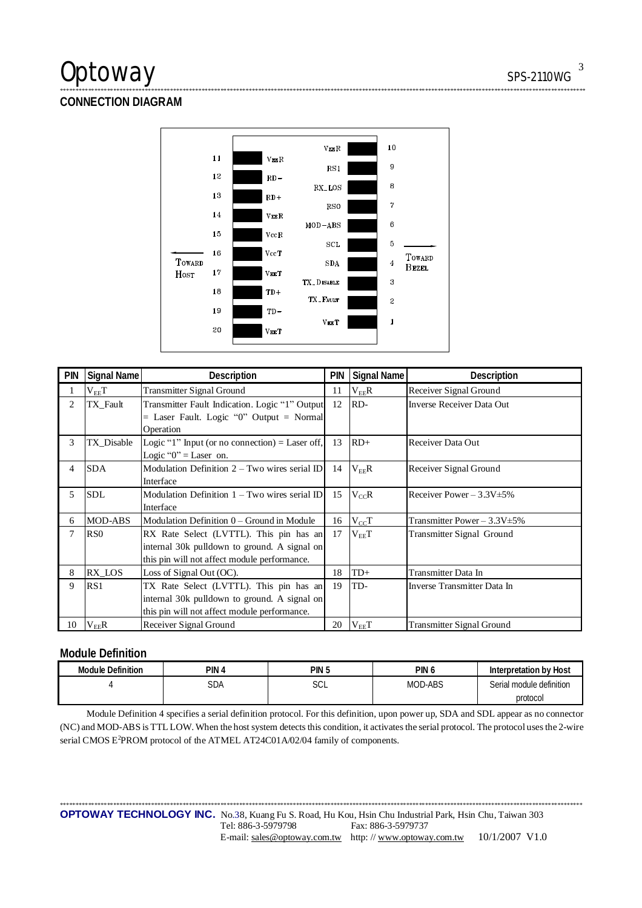## CONNECTION DIAGRAM

| PIN | Signal Name | Description | PIN | Signal Name | Description |
|---|---|---|---|---|---|
| 1 | $V_{EE}T$ | Transmitter Signal Ground | 11 | $V_{EE}R$ | Receiver Signal Ground |
| 2 | TX_Fault | Transmitter Fault Indication. Logic "1" Output = Laser Fault. Logic "0" Output = Normal Operation | 12 | RD- | Inverse Receiver Data Out |
| 3 | TX_Disable | Logic "1" Input (or no connection) = Laser off, Logic "0" = Laser on. | 13 | RD+ | Receiver Data Out |
| 4 | SDA | Modulation Definition 2 – Two wires serial ID Interface | 14 | $V_{EE}R$ | Receiver Signal Ground |
| 5 | SDL | Modulation Definition 1 – Two wires serial ID Interface | 15 | $V_{CC}R$ | Receiver Power – 3.3V±5% |
| 6 | MOD-ABS | Modulation Definition 0 – Ground in Module | 16 | $V_{CC}T$ | Transmitter Power – 3.3V±5% |
| 7 | RS0 | RX Rate Select (LVTTL). This pin has an internal 30k pulldown to ground. A signal on this pin will not affect module performance. | 17 | $V_{EE}T$ | Transmitter Signal Ground |
| 8 | RX_LOS | Loss of Signal Out (OC). | 18 | TD+ | Transmitter Data In |
| 9 | RS1 | TX Rate Select (LVTTL). This pin has an internal 30k pulldown to ground. A signal on this pin will not affect module performance. | 19 | TD- | Inverse Transmitter Data In |
| 10 | $V_{EE}R$ | Receiver Signal Ground | 20 | $V_{EE}T$ | Transmitter Signal Ground |

## Module Definition

| Module Definition | PIN 4 | PIN 5 | PIN 6 | Interpretation by Host |
|---|---|---|---|---|
| 4 | SDA | SCL | MOD-ABS | Serial module definition protocol |

Module Definition 4 specifies a serial definition protocol. For this definition, upon power up, SDA and SDL appear as no connector (NC) and MOD-ABS is TTL LOW. When the host system detects this condition, it activates the serial protocol. The protocol uses the 2-wire serial CMOS $E^2$PROM protocol of the ATMEL AT24C01A/02/04 family of components.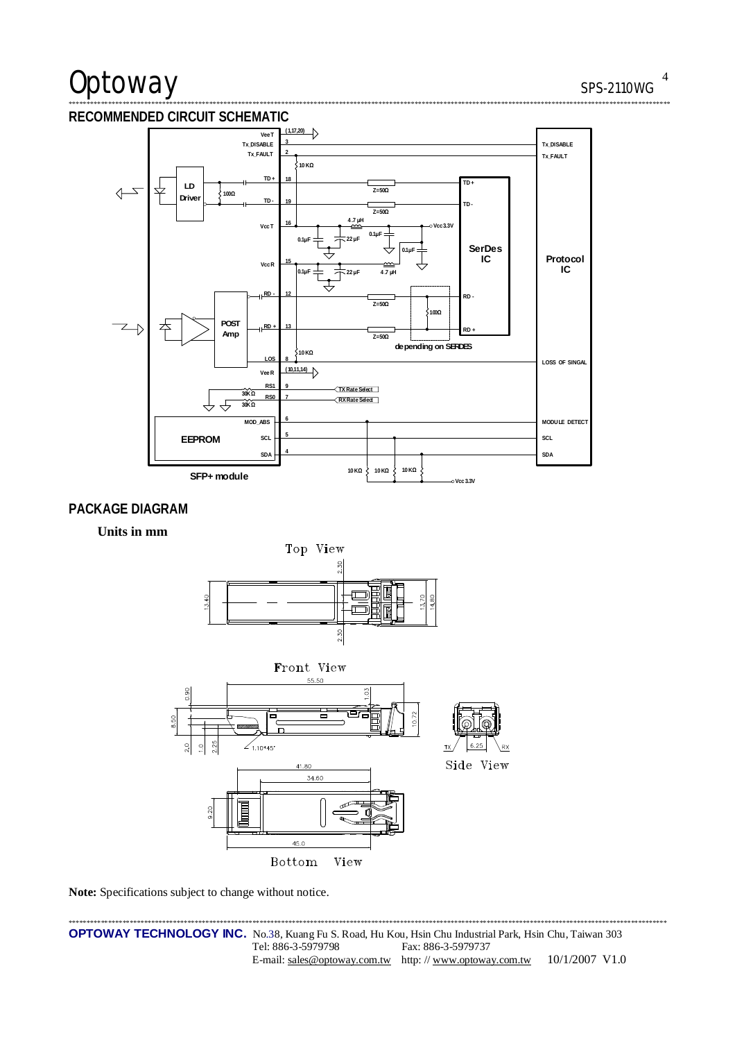## RECOMMENDED CIRCUIT SCHEMATIC

VeeT
(1,17,20)
Tx_DISABLE
3
Tx_FAULT
2
10 KΩ
LD Driver
100Ω
TD+
18
TD-
19
Z=50Ω
Z=50Ω
VccT
16
4.7 μH
Vcc3.3V
0.1μF
22 μF
0.1μF
0.1μF
VccR
15
0.1μF
22 μF
4.7 μH
RD-
12
Z=50Ω
100Ω
POST Amp
RD+
13
Z=50Ω
depending on SERDES
10 KΩ
LOS
8
VeeR
(10,11,14)
RS1
9
TX Rate Select
30K Ω
RS0
7
RX Rate Select
30K Ω
MOD_ABS
6
EEPROM
SCL
5
SDA
4
SFP+ module
10 KΩ
10 KΩ
10 KΩ
Vcc 3.3V
TD+
TD-
SerDes IC
RD-
RD+
Tx_DISABLE
Tx_FAULT
Protocol IC
LOSS OF SINGAL
MODULE DETECT
SCL
SDA

## PACKAGE DIAGRAM

**Units in mm**

Top View
2.30
13.40
13.70
14.80
2.30

Front View
55.50
0.90
1.03
8.50
10.72
2.0
1.0
2.25
1.10*45°

Side View
TX
6.25
RX

41.80
34.60
9.20
45.0
Bottom View

**Note:** Specifications subject to change without notice.

**OPTOWAY TECHNOLOGY INC.** No.38, Kuang Fu S. Road, Hu Kou, Hsin Chu Industrial Park, Hsin Chu, Taiwan 303
Tel: 886-3-5979798 Fax: 886-3-5979737
E-mail: sales@optoway.com.tw http: // www.optoway.com.tw 10/1/2007 V1.0